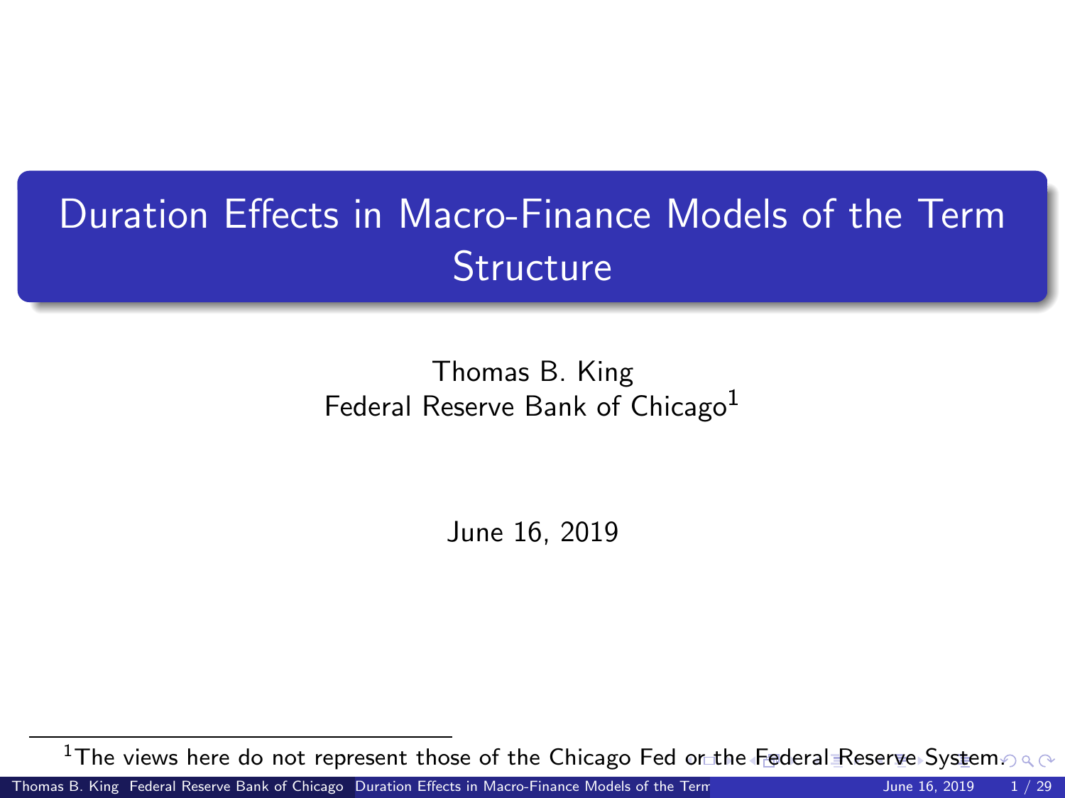# Duration Effects in Macro-Finance Models of the Term Structure

Thomas B. King
Federal Reserve Bank of Chicago[1]

June 16, 2019

[1] The views here do not represent those of the Chicago Fed or the Federal Reserve System.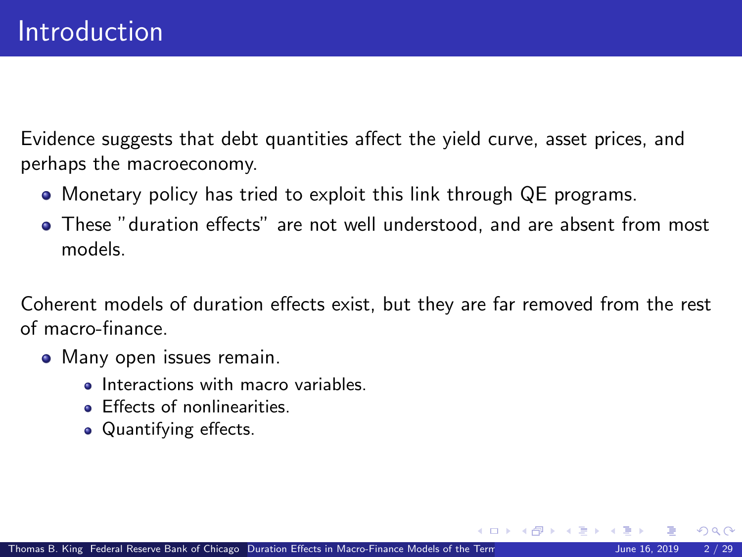# Introduction

Evidence suggests that debt quantities affect the yield curve, asset prices, and perhaps the macroeconomy.

- Monetary policy has tried to exploit this link through QE programs.
- These "duration effects" are not well understood, and are absent from most models.

Coherent models of duration effects exist, but they are far removed from the rest of macro-finance.

- Many open issues remain.
  - Interactions with macro variables.
  - Effects of nonlinearities.
  - Quantifying effects.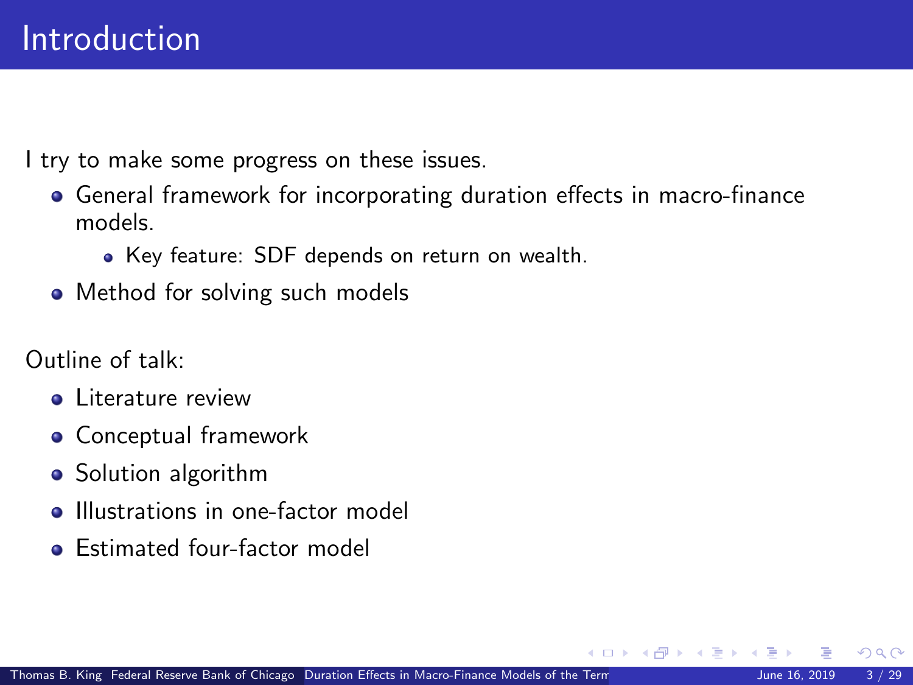# Introduction

I try to make some progress on these issues.

- General framework for incorporating duration effects in macro-finance models.
  - Key feature: SDF depends on return on wealth.
- Method for solving such models

Outline of talk:

- Literature review
- Conceptual framework
- Solution algorithm
- Illustrations in one-factor model
- Estimated four-factor model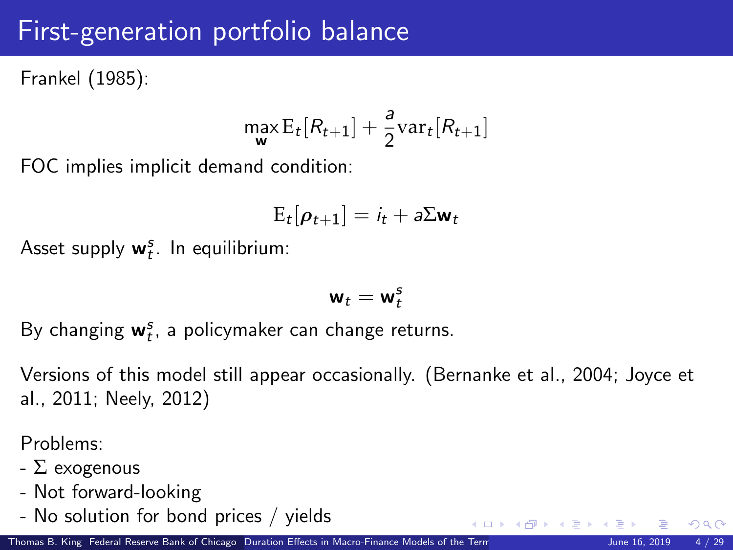# First-generation portfolio balance

Frankel (1985):

$$\max_{\mathbf{w}} \mathrm{E}_t[R_{t+1}] + \frac{a}{2}\mathrm{var}_t[R_{t+1}]$$

FOC implies implicit demand condition:

$$\mathrm{E}_t[\boldsymbol{\rho}_{t+1}] = i_t + a\Sigma\mathbf{w}_t$$

Asset supply $\mathbf{w}_t^s$. In equilibrium:

$$\mathbf{w}_t = \mathbf{w}_t^s$$

By changing $\mathbf{w}_t^s$, a policymaker can change returns.

Versions of this model still appear occasionally. (Bernanke et al., 2004; Joyce et al., 2011; Neely, 2012)

Problems:
- $\Sigma$ exogenous
- Not forward-looking
- No solution for bond prices / yields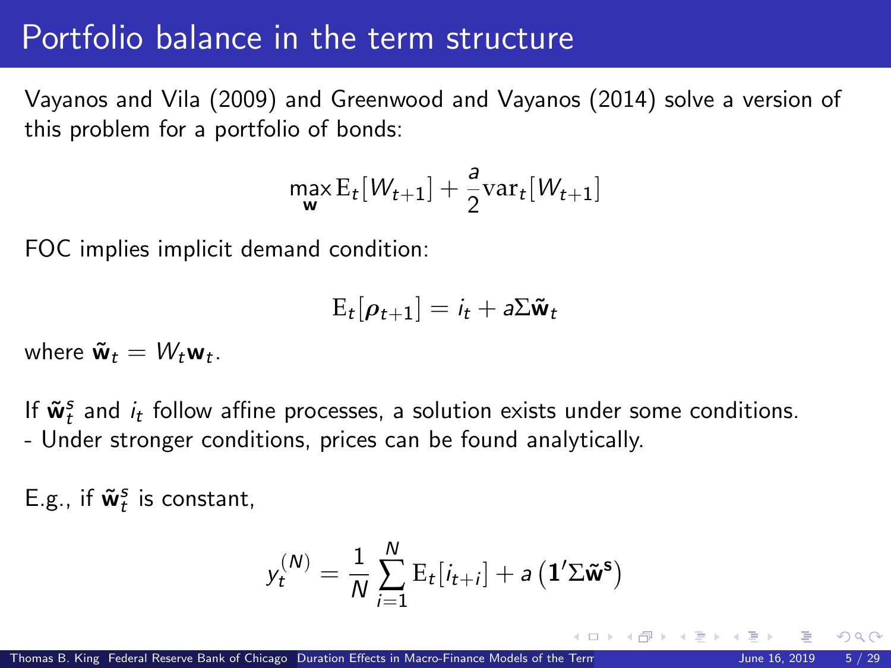# Portfolio balance in the term structure

Vayanos and Vila (2009) and Greenwood and Vayanos (2014) solve a version of this problem for a portfolio of bonds:

$$\max_{\mathbf{w}} \mathrm{E}_t[W_{t+1}] + \frac{a}{2}\mathrm{var}_t[W_{t+1}]$$

FOC implies implicit demand condition:

$$\mathrm{E}_t[\boldsymbol{\rho}_{t+1}] = i_t + a\Sigma\tilde{\mathbf{w}}_t$$

where $\tilde{\mathbf{w}}_t = W_t \mathbf{w}_t$.

If $\tilde{\mathbf{w}}_t^s$ and $i_t$ follow affine processes, a solution exists under some conditions.
- Under stronger conditions, prices can be found analytically.

E.g., if $\tilde{\mathbf{w}}_t^s$ is constant,

$$y_t^{(N)} = \frac{1}{N}\sum_{i=1}^{N} \mathrm{E}_t[i_{t+i}] + a\left(\mathbf{1}'\Sigma\tilde{\mathbf{w}}^{\mathbf{s}}\right)$$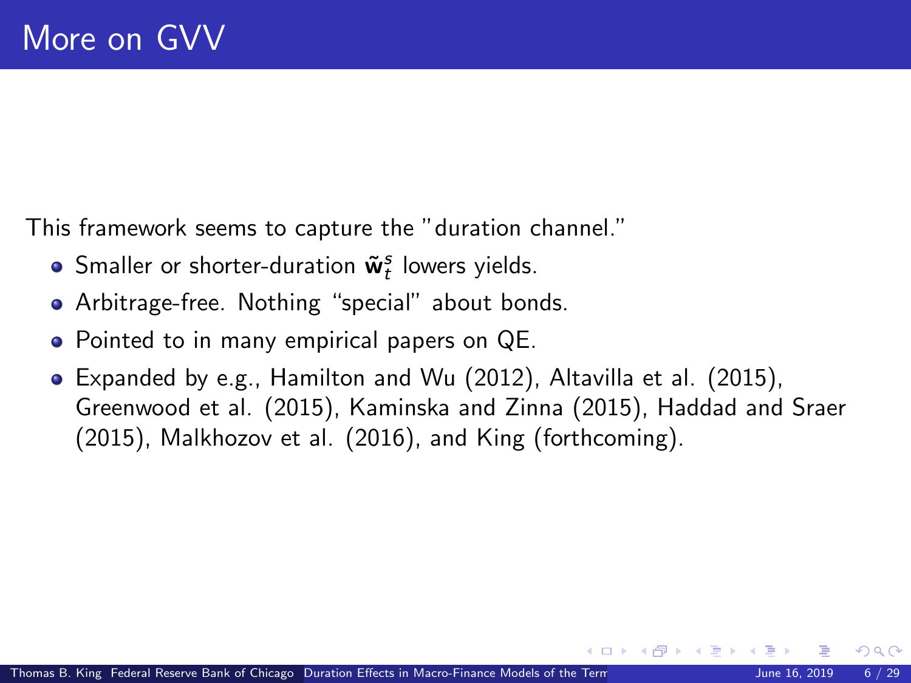# More on GVV

This framework seems to capture the "duration channel."

- Smaller or shorter-duration $\tilde{\mathbf{w}}_t^s$ lowers yields.
- Arbitrage-free. Nothing "special" about bonds.
- Pointed to in many empirical papers on QE.
- Expanded by e.g., Hamilton and Wu (2012), Altavilla et al. (2015), Greenwood et al. (2015), Kaminska and Zinna (2015), Haddad and Sraer (2015), Malkhozov et al. (2016), and King (forthcoming).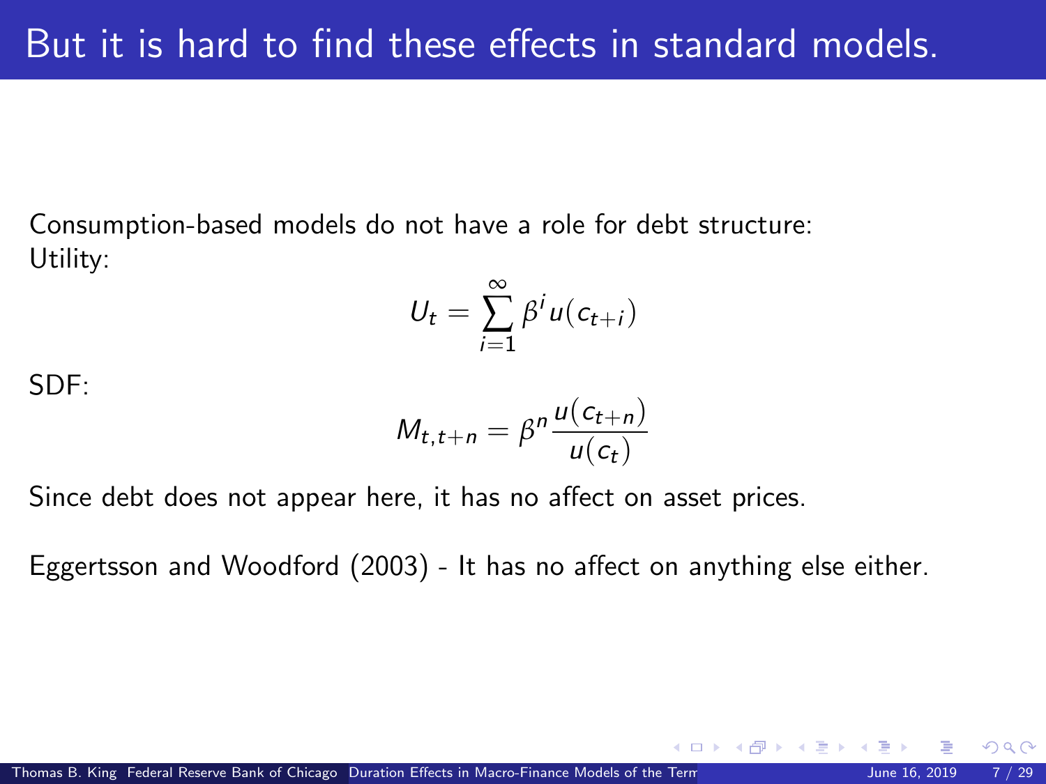# But it is hard to find these effects in standard models.

Consumption-based models do not have a role for debt structure:
Utility:

$$U_t = \sum_{i=1}^{\infty} \beta^i u(c_{t+i})$$

SDF:

$$M_{t,t+n} = \beta^n \frac{u(c_{t+n})}{u(c_t)}$$

Since debt does not appear here, it has no affect on asset prices.

Eggertsson and Woodford (2003) - It has no affect on anything else either.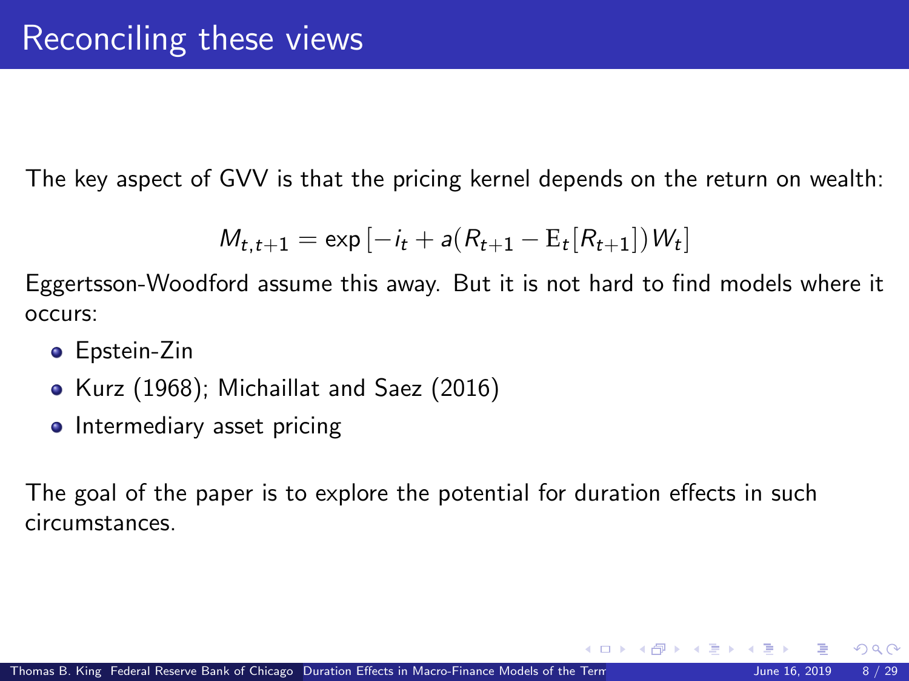# Reconciling these views

The key aspect of GVV is that the pricing kernel depends on the return on wealth:

$$M_{t,t+1} = \exp\left[-i_t + a(R_{t+1} - \mathrm{E}_t[R_{t+1}])W_t\right]$$

Eggertsson-Woodford assume this away. But it is not hard to find models where it occurs:

- Epstein-Zin
- Kurz (1968); Michaillat and Saez (2016)
- Intermediary asset pricing

The goal of the paper is to explore the potential for duration effects in such circumstances.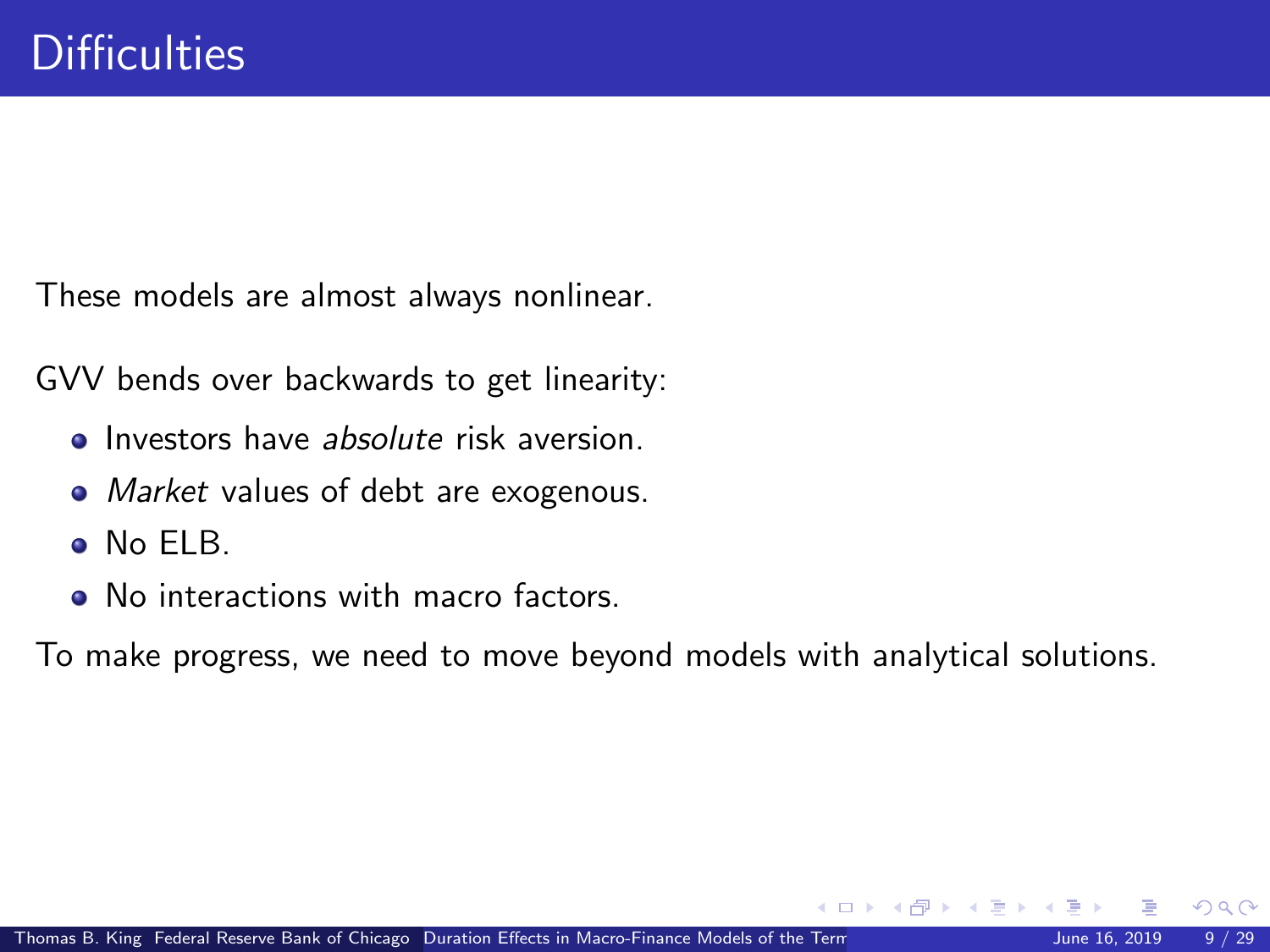# Difficulties

These models are almost always nonlinear.

GVV bends over backwards to get linearity:

- Investors have *absolute* risk aversion.
- *Market* values of debt are exogenous.
- No ELB.
- No interactions with macro factors.

To make progress, we need to move beyond models with analytical solutions.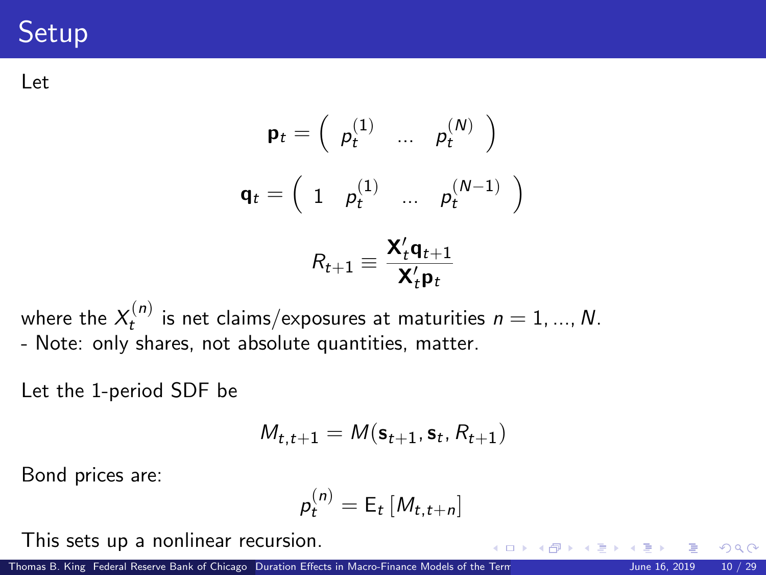# Setup

Let

$$\mathbf{p}_t = \left( \begin{array}{ccc} p_t^{(1)} & \ldots & p_t^{(N)} \end{array} \right)$$

$$\mathbf{q}_t = \left( \begin{array}{cccc} 1 & p_t^{(1)} & \ldots & p_t^{(N-1)} \end{array} \right)$$

$$R_{t+1} \equiv \frac{\mathbf{X}_t' \mathbf{q}_{t+1}}{\mathbf{X}_t' \mathbf{p}_t}$$

where the $X_t^{(n)}$ is net claims/exposures at maturities $n = 1, \ldots, N$.
- Note: only shares, not absolute quantities, matter.

Let the 1-period SDF be

$$M_{t,t+1} = M(\mathbf{s}_{t+1}, \mathbf{s}_t, R_{t+1})$$

Bond prices are:

$$p_t^{(n)} = \mathrm{E}_t \left[ M_{t,t+n} \right]$$

This sets up a nonlinear recursion.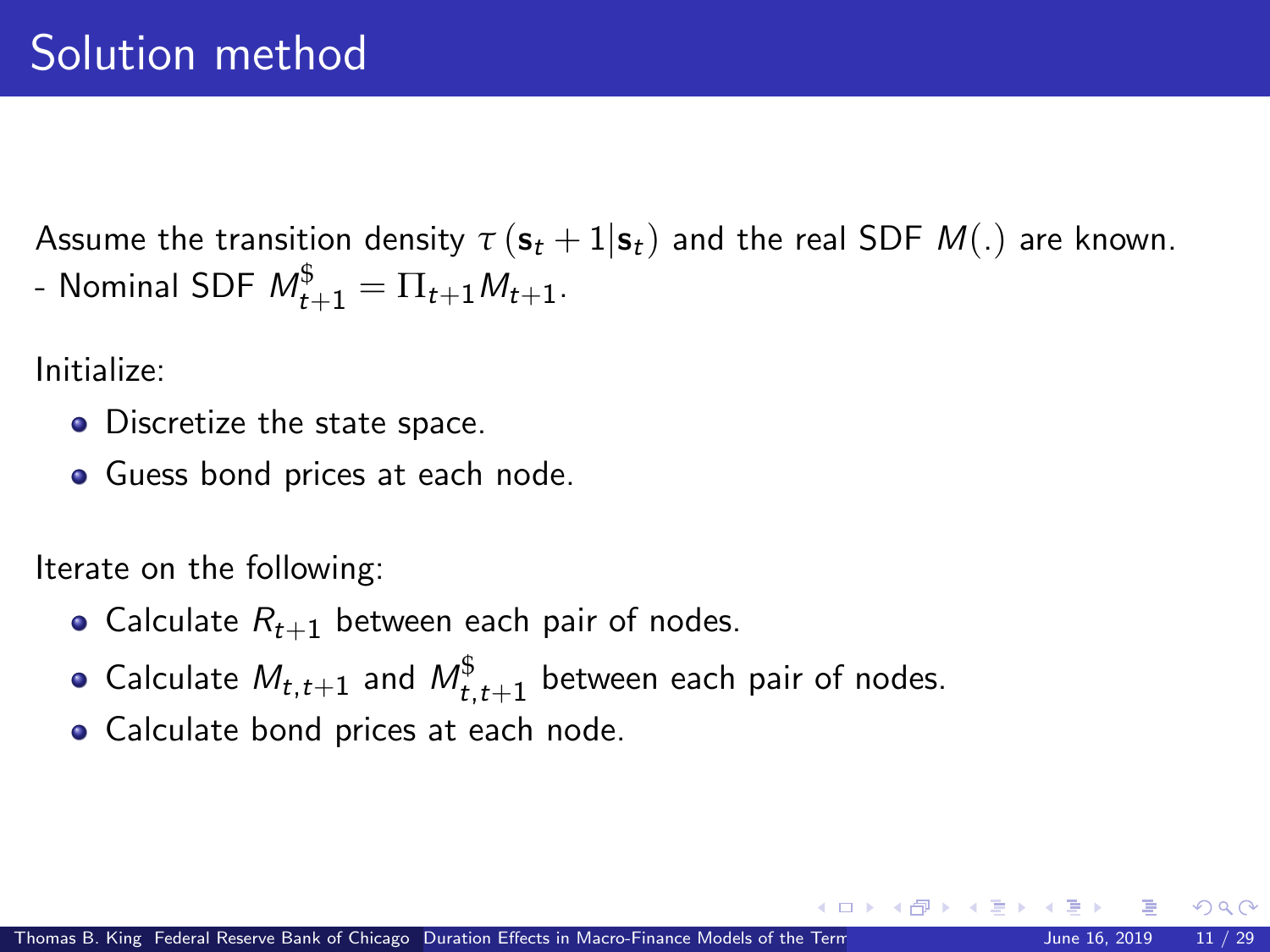# Solution method

Assume the transition density $\tau\left(\mathbf{s}_t + 1 | \mathbf{s}_t\right)$ and the real SDF $M(.)$ are known.
- Nominal SDF $M_{t+1}^{\$} = \Pi_{t+1} M_{t+1}$.

Initialize:

- Discretize the state space.
- Guess bond prices at each node.

Iterate on the following:

- Calculate $R_{t+1}$ between each pair of nodes.
- Calculate $M_{t,t+1}$ and $M_{t,t+1}^{\$}$ between each pair of nodes.
- Calculate bond prices at each node.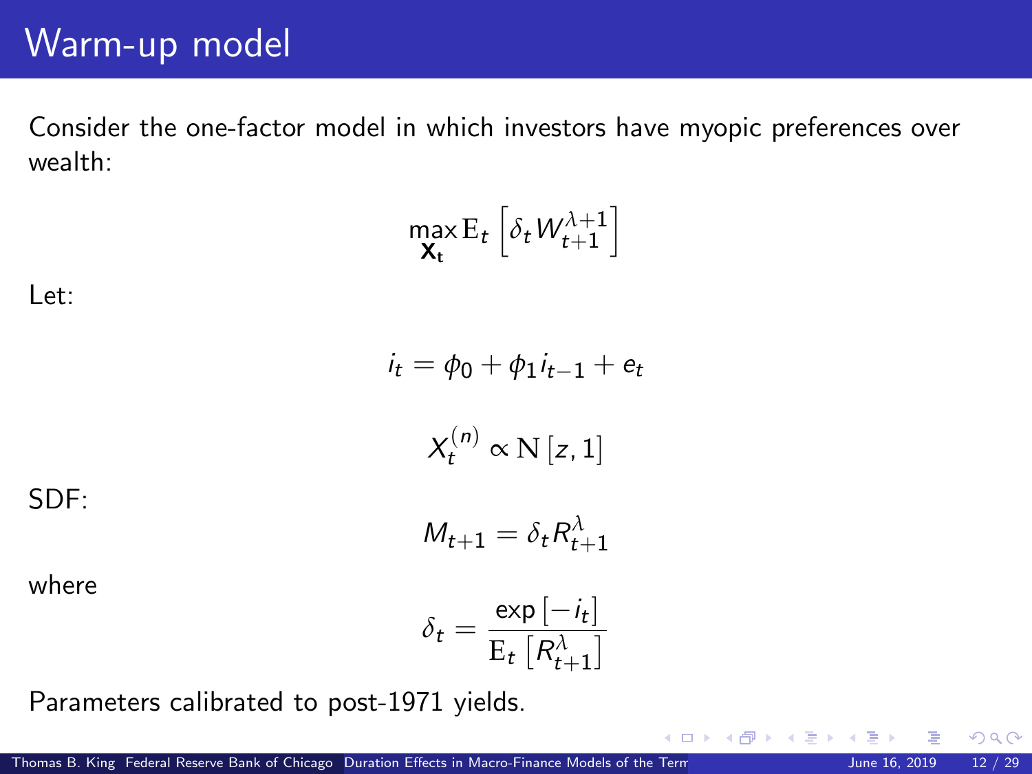# Warm-up model

Consider the one-factor model in which investors have myopic preferences over wealth:

$$\max_{\mathbf{X_t}} \mathrm{E}_t \left[ \delta_t W_{t+1}^{\lambda+1} \right]$$

Let:

$$i_t = \phi_0 + \phi_1 i_{t-1} + e_t$$

$$X_t^{(n)} \propto \mathrm{N}\left[z, 1\right]$$

SDF:

$$M_{t+1} = \delta_t R_{t+1}^{\lambda}$$

where

$$\delta_t = \frac{\exp\left[-i_t\right]}{\mathrm{E}_t\left[R_{t+1}^{\lambda}\right]}$$

Parameters calibrated to post-1971 yields.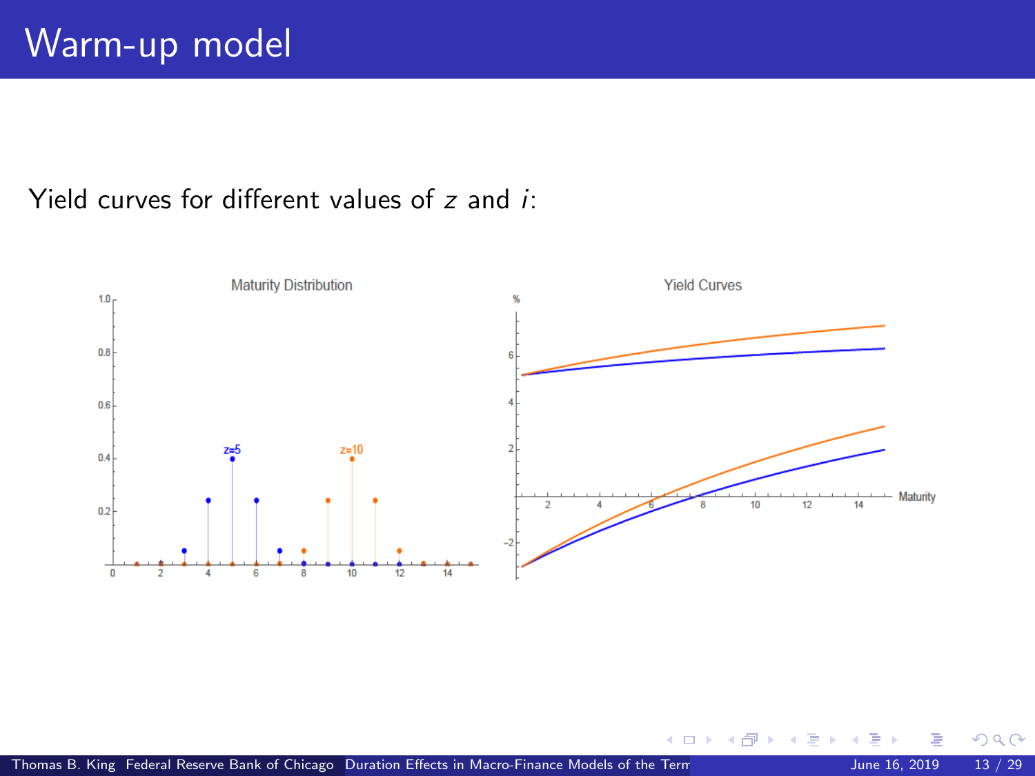# Warm-up model

Yield curves for different values of $z$ and $i$: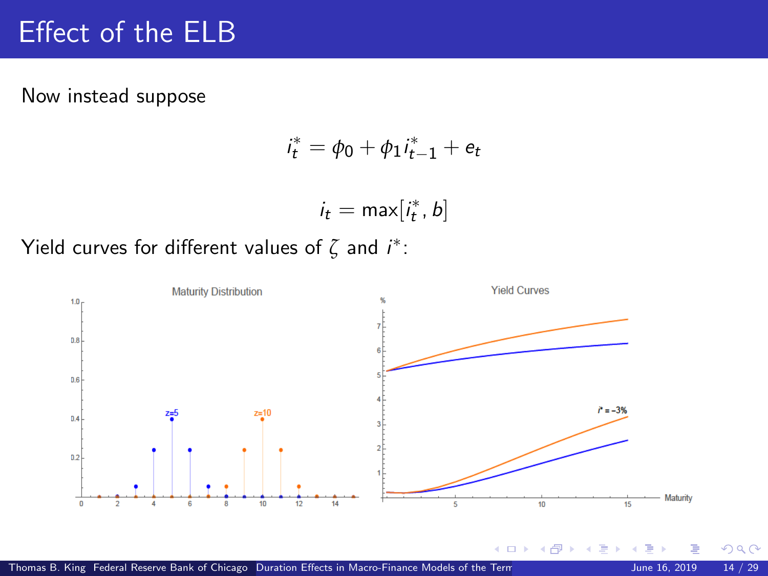# Effect of the ELB

Now instead suppose

$$i_t^* = \phi_0 + \phi_1 i_{t-1}^* + e_t$$

$$i_t = \max[i_t^*, b]$$

Yield curves for different values of $\zeta$ and $i^*$: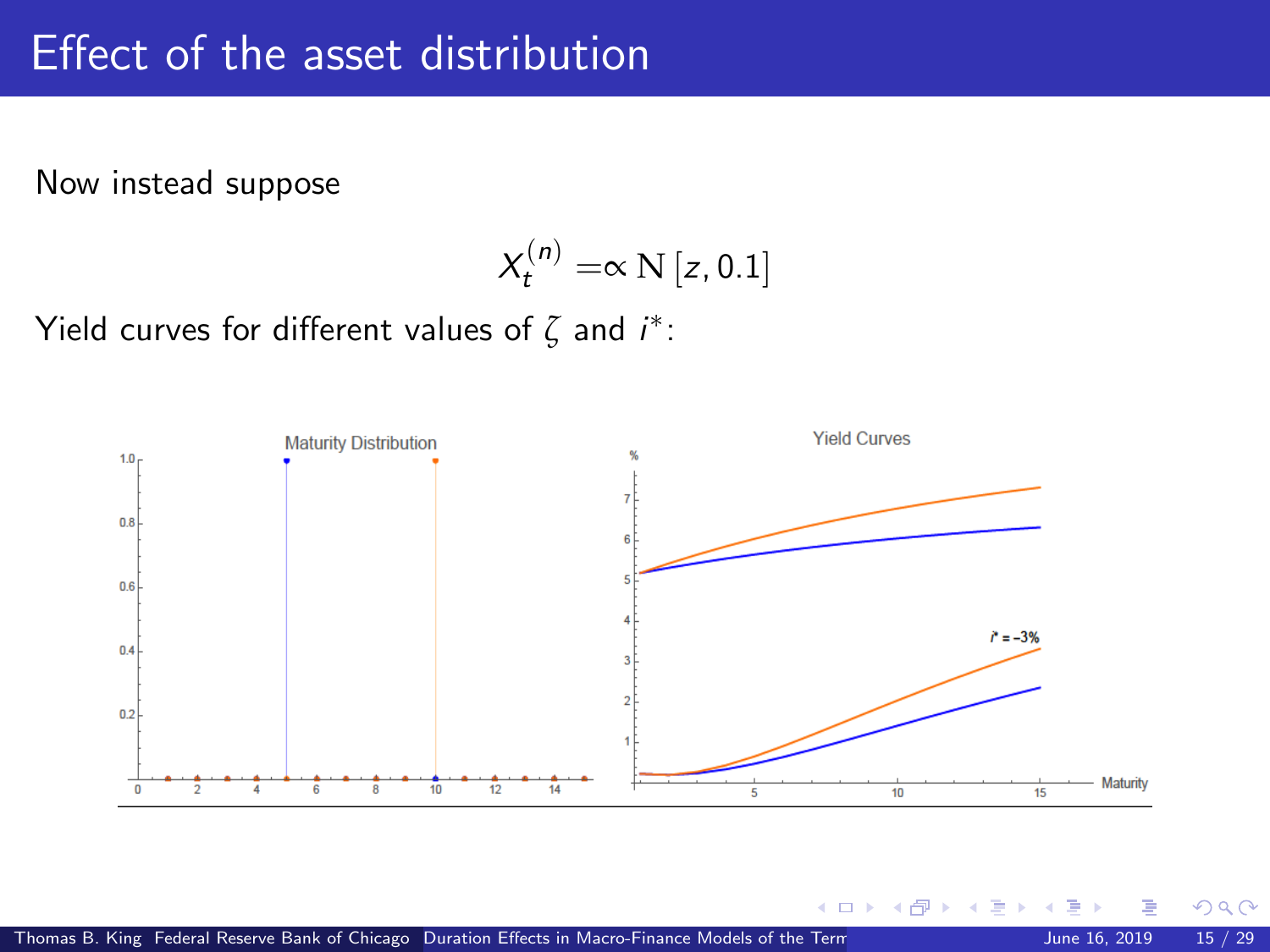# Effect of the asset distribution

Now instead suppose

$$X_t^{(n)} =\propto \mathrm{N}\left[z, 0.1\right]$$

Yield curves for different values of $\zeta$ and $i^*$: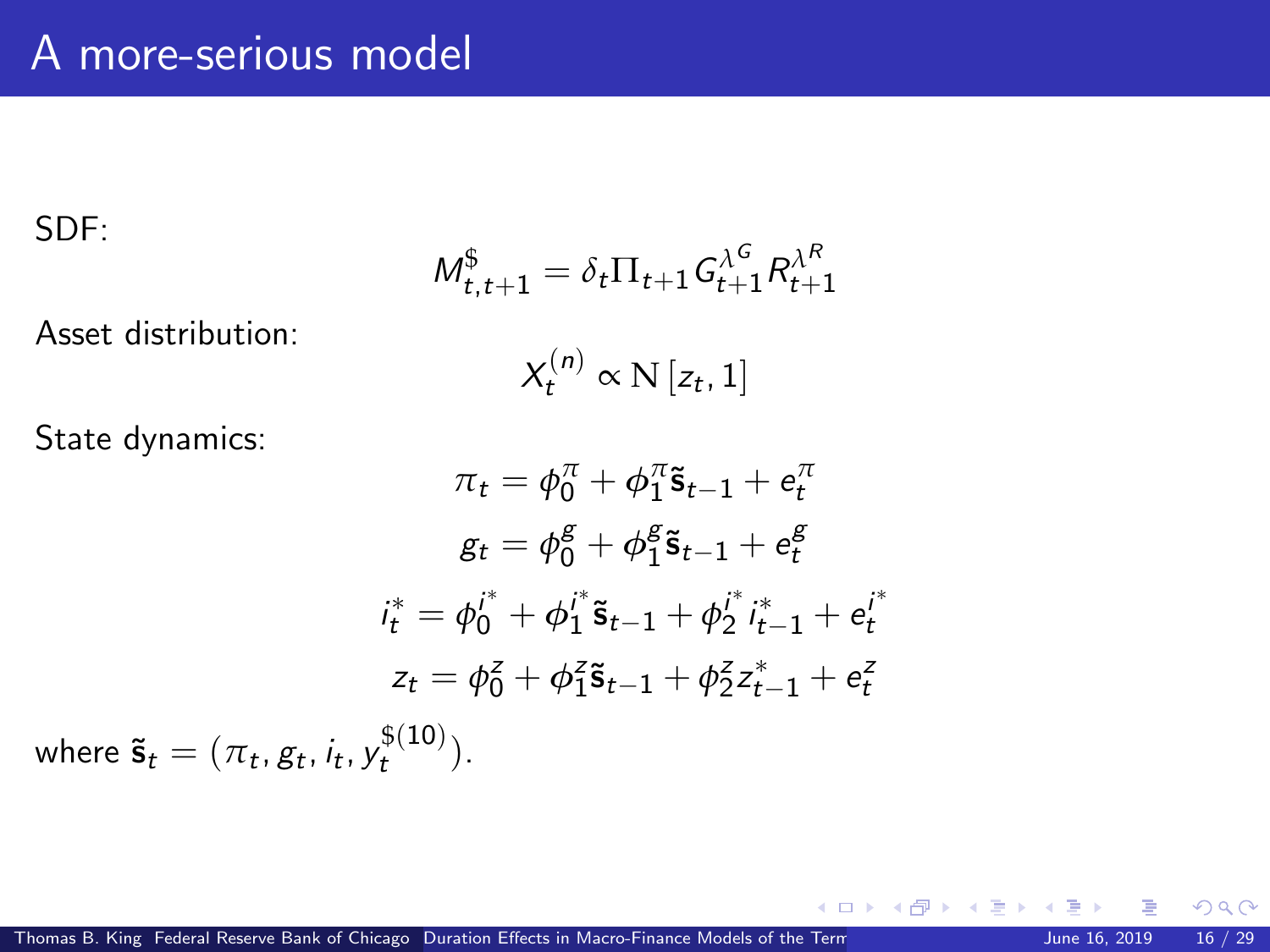# A more-serious model

SDF:

$$M^{\$}_{t,t+1} = \delta_t \Pi_{t+1} G_{t+1}^{\lambda^G} R_{t+1}^{\lambda^R}$$

Asset distribution:

$$X_t^{(n)} \propto \mathrm{N}\left[z_t, 1\right]$$

State dynamics:

$$\pi_t = \phi_0^{\pi} + \phi_1^{\pi} \tilde{\mathbf{s}}_{t-1} + e_t^{\pi}$$

$$g_t = \phi_0^{g} + \phi_1^{g} \tilde{\mathbf{s}}_{t-1} + e_t^{g}$$

$$i_t^* = \phi_0^{i^*} + \phi_1^{i^*} \tilde{\mathbf{s}}_{t-1} + \phi_2^{i^*} i_{t-1}^* + e_t^{i^*}$$

$$z_t = \phi_0^{z} + \phi_1^{z} \tilde{\mathbf{s}}_{t-1} + \phi_2^{z} z_{t-1}^* + e_t^{z}$$

where $\tilde{\mathbf{s}}_t = (\pi_t, g_t, i_t, y_t^{\$(10)})$.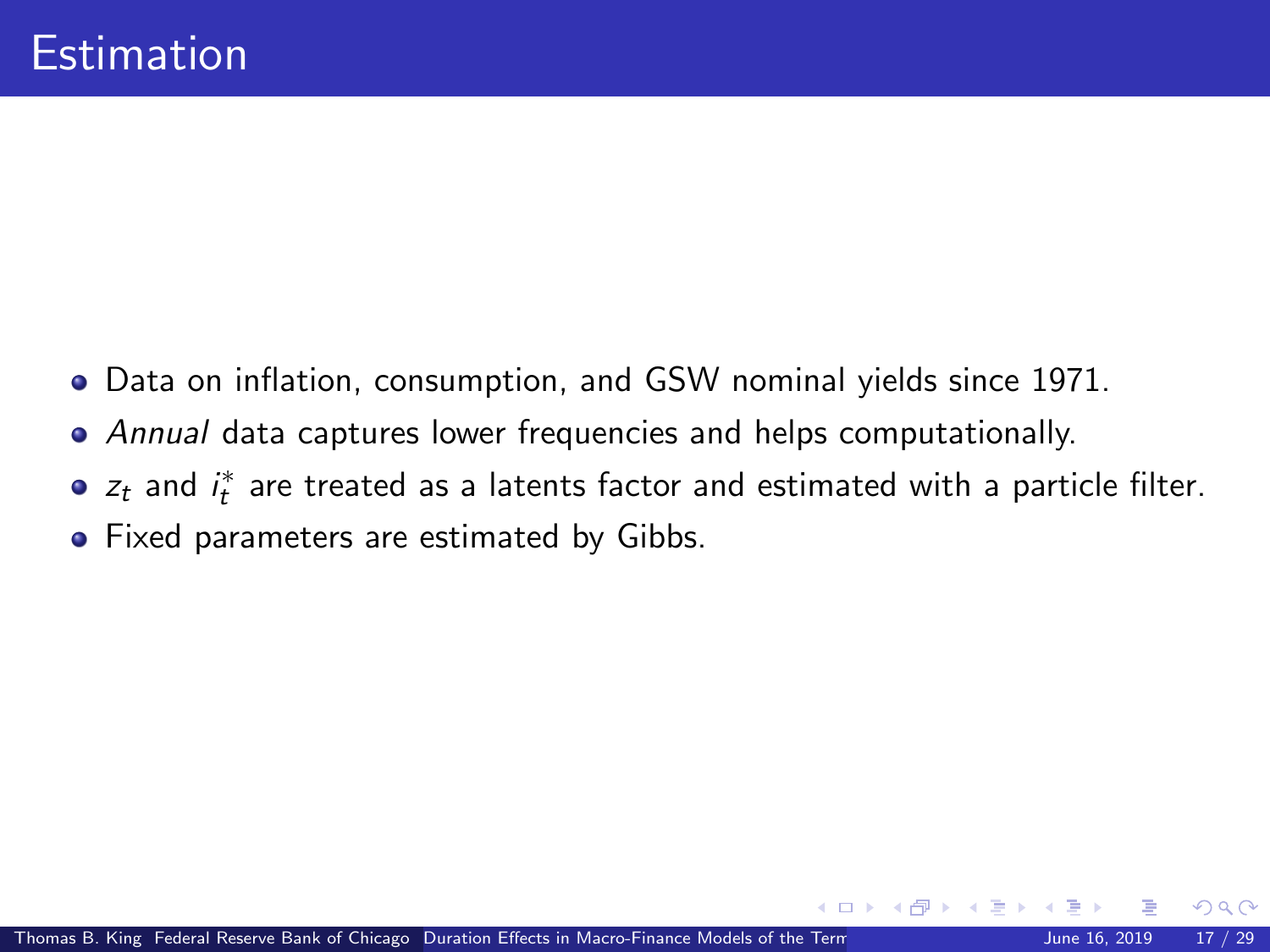# Estimation

- Data on inflation, consumption, and GSW nominal yields since 1971.
- *Annual* data captures lower frequencies and helps computationally.
- $z_t$ and $i_t^*$ are treated as a latents factor and estimated with a particle filter.
- Fixed parameters are estimated by Gibbs.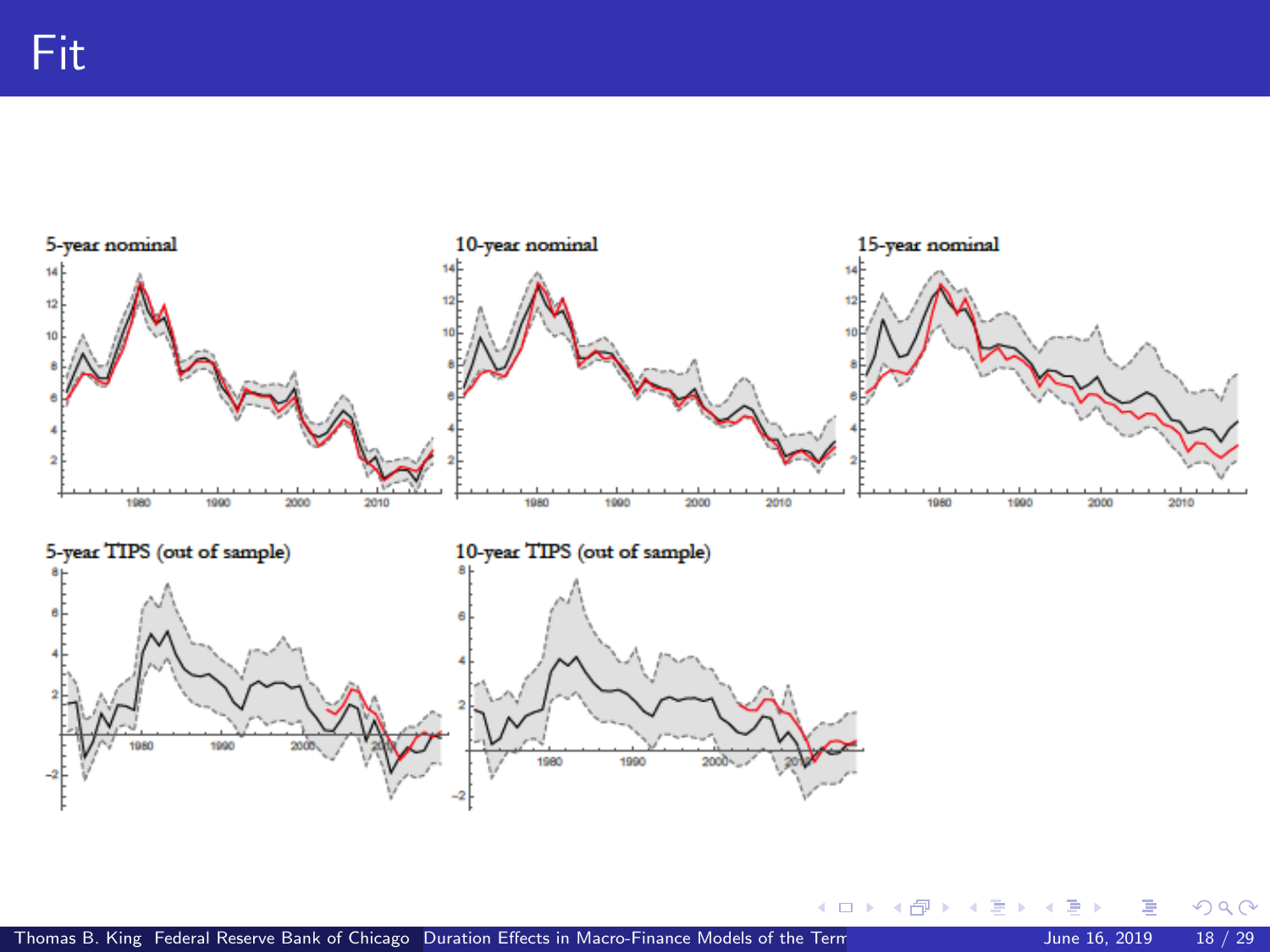# Fit

5-year nominal

10-year nominal

15-year nominal

5-year TIPS (out of sample)

10-year TIPS (out of sample)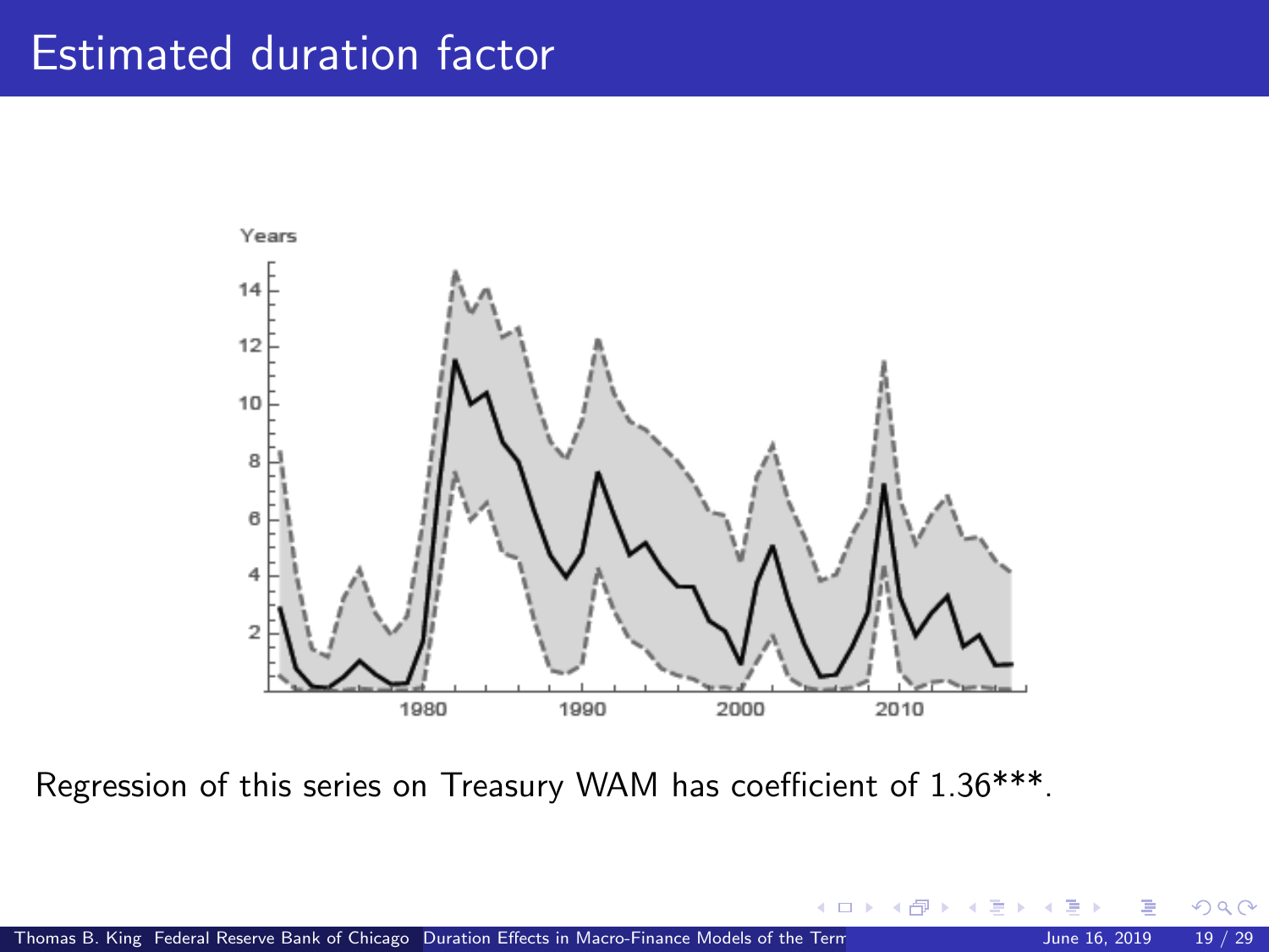# Estimated duration factor

Regression of this series on Treasury WAM has coefficient of 1.36***.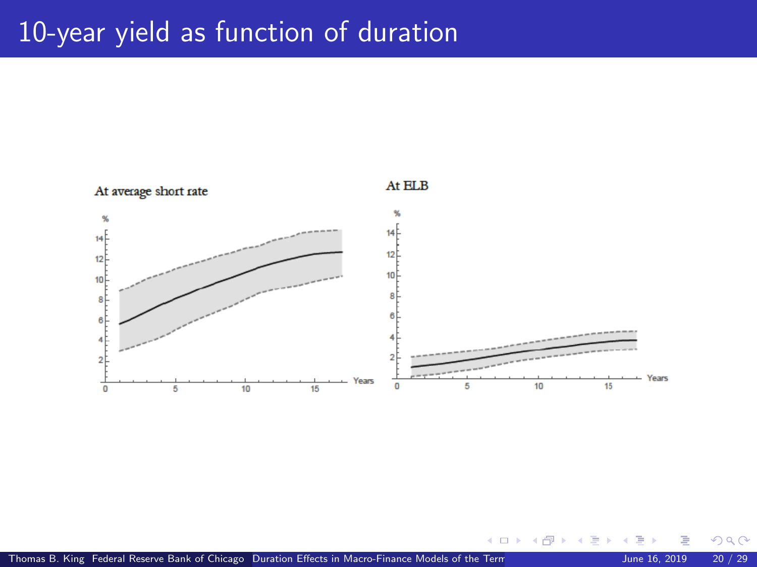# 10-year yield as function of duration

At average short rate

At ELB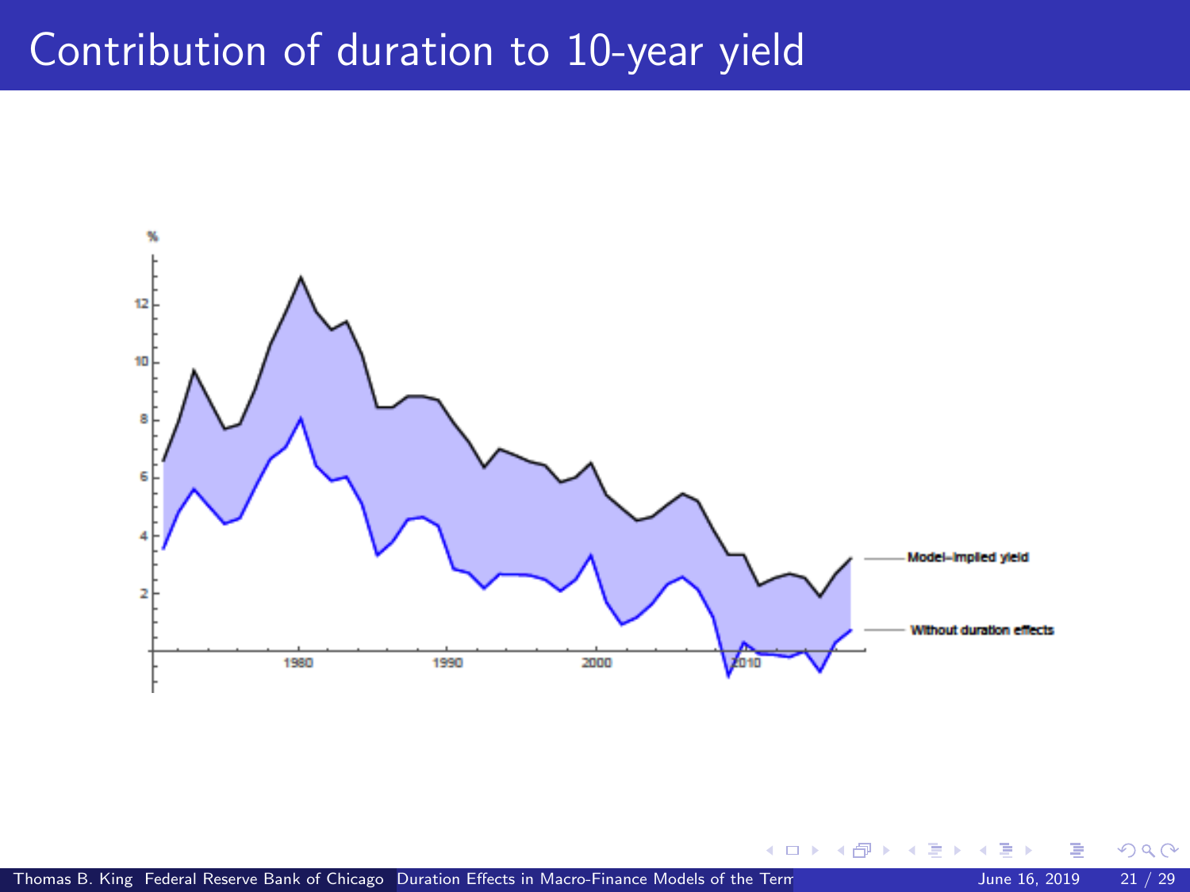# Contribution of duration to 10-year yield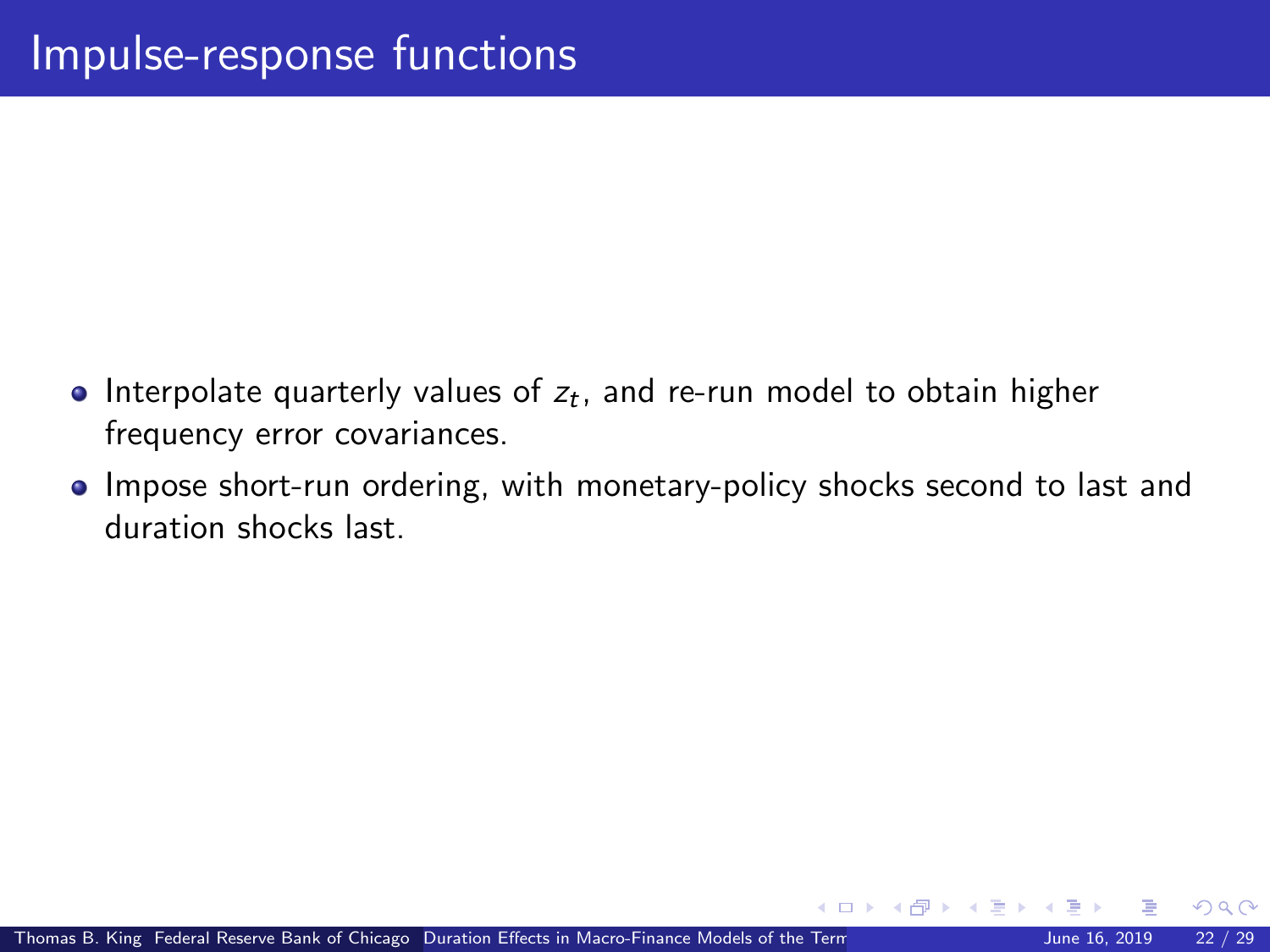# Impulse-response functions

- Interpolate quarterly values of $z_t$, and re-run model to obtain higher frequency error covariances.
- Impose short-run ordering, with monetary-policy shocks second to last and duration shocks last.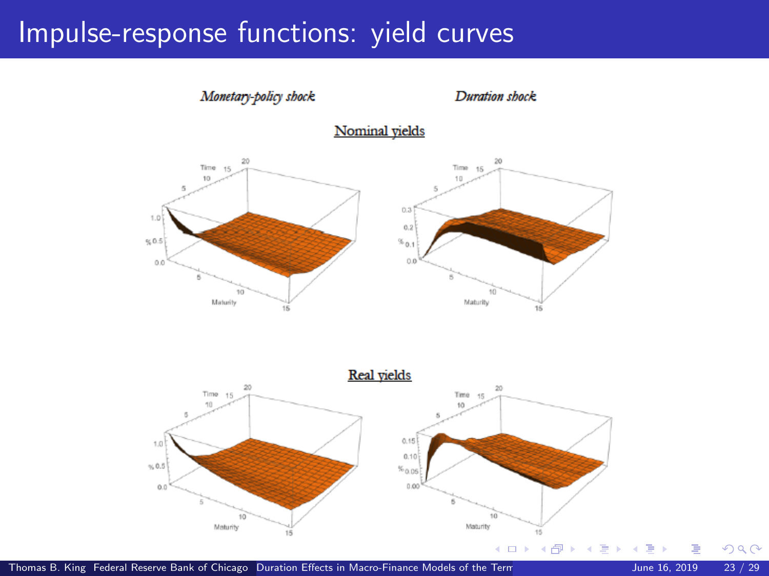# Impulse-response functions: yield curves

*Monetary-policy shock* *Duration shock*

Nominal yields

Real yields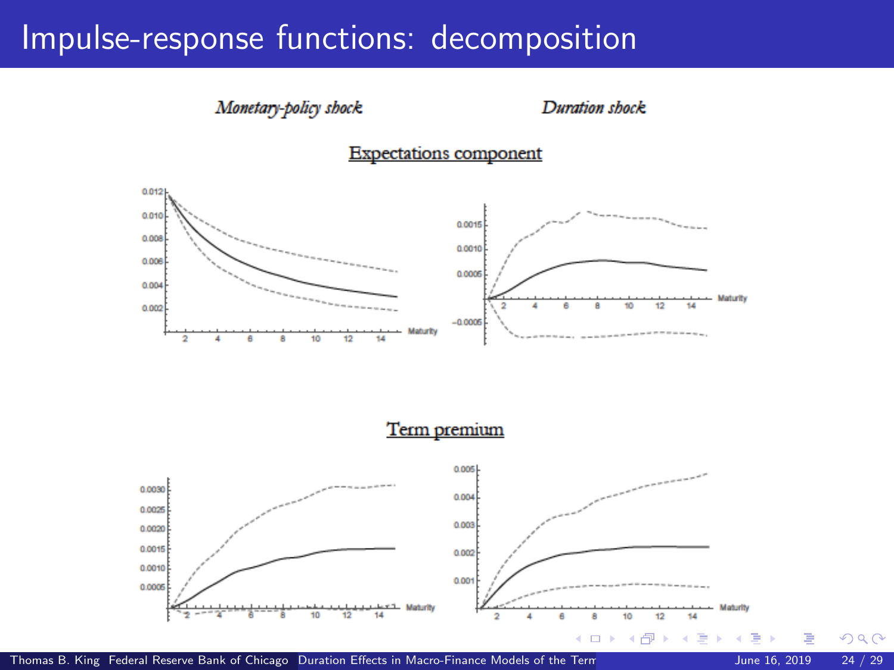# Impulse-response functions: decomposition

*Monetary-policy shock* | *Duration shock*

## Expectations component

## Term premium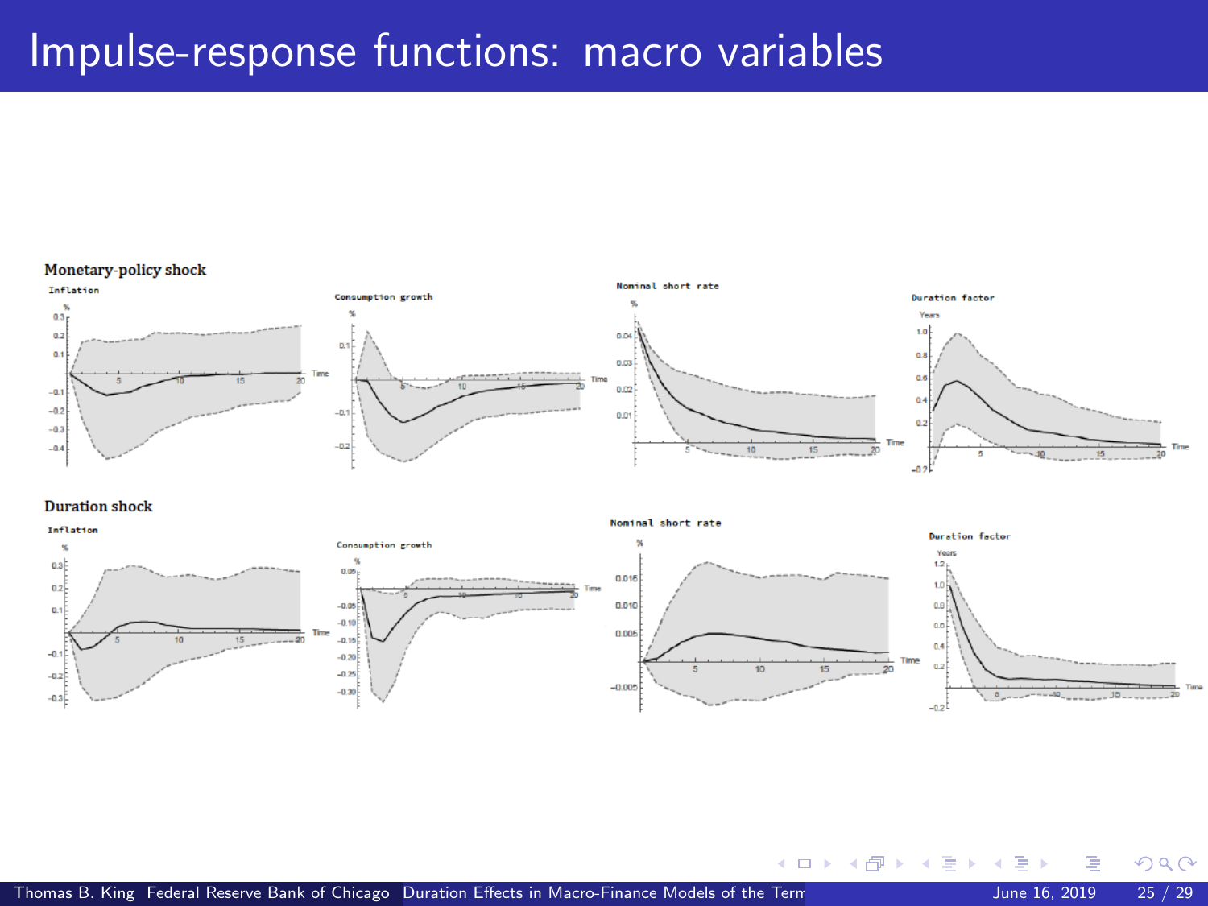# Impulse-response functions: macro variables

**Monetary-policy shock**

Inflation

Consumption growth

Nominal short rate

Duration factor

**Duration shock**

Inflation

Consumption growth

Nominal short rate

Duration factor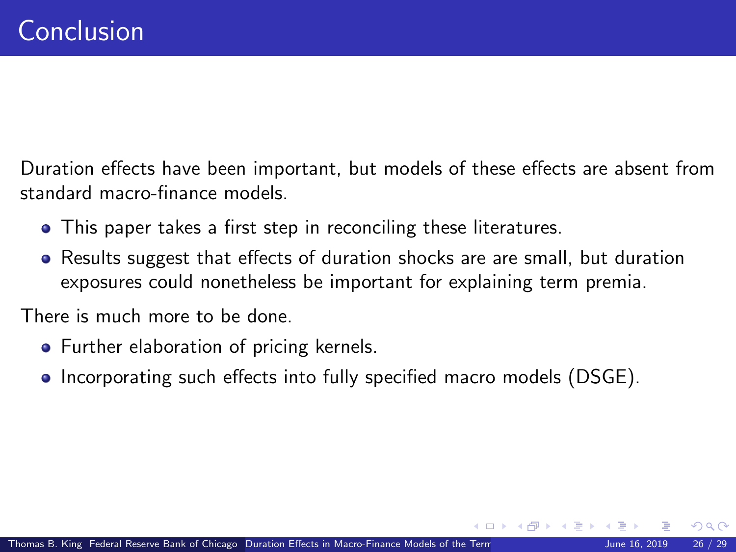# Conclusion

Duration effects have been important, but models of these effects are absent from standard macro-finance models.

- This paper takes a first step in reconciling these literatures.
- Results suggest that effects of duration shocks are are small, but duration exposures could nonetheless be important for explaining term premia.

There is much more to be done.

- Further elaboration of pricing kernels.
- Incorporating such effects into fully specified macro models (DSGE).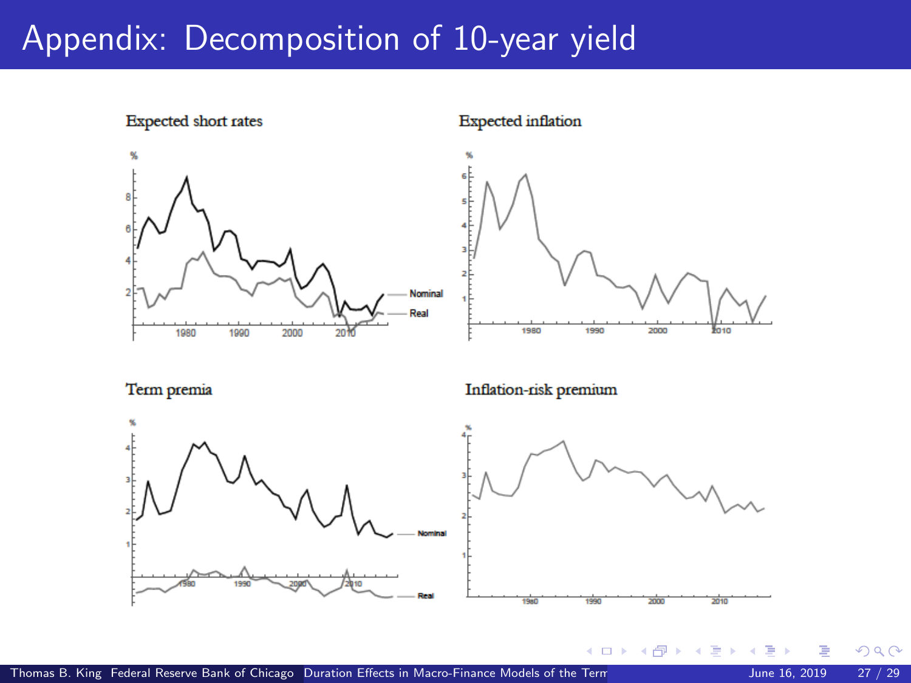# Appendix: Decomposition of 10-year yield

Expected short rates

Expected inflation

Term premia

Inflation-risk premium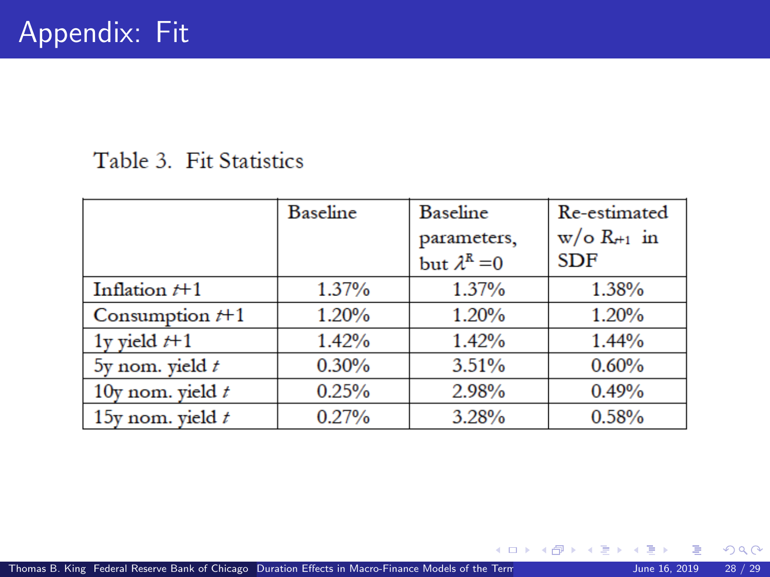# Appendix: Fit

Table 3. Fit Statistics

| | Baseline | Baseline parameters, but $\lambda^R = 0$ | Re-estimated w/o $R_{t+1}$ in SDF |
|---|---|---|---|
| Inflation $t$+1 | 1.37% | 1.37% | 1.38% |
| Consumption $t$+1 | 1.20% | 1.20% | 1.20% |
| 1y yield $t$+1 | 1.42% | 1.42% | 1.44% |
| 5y nom. yield $t$ | 0.30% | 3.51% | 0.60% |
| 10y nom. yield $t$ | 0.25% | 2.98% | 0.49% |
| 15y nom. yield $t$ | 0.27% | 3.28% | 0.58% |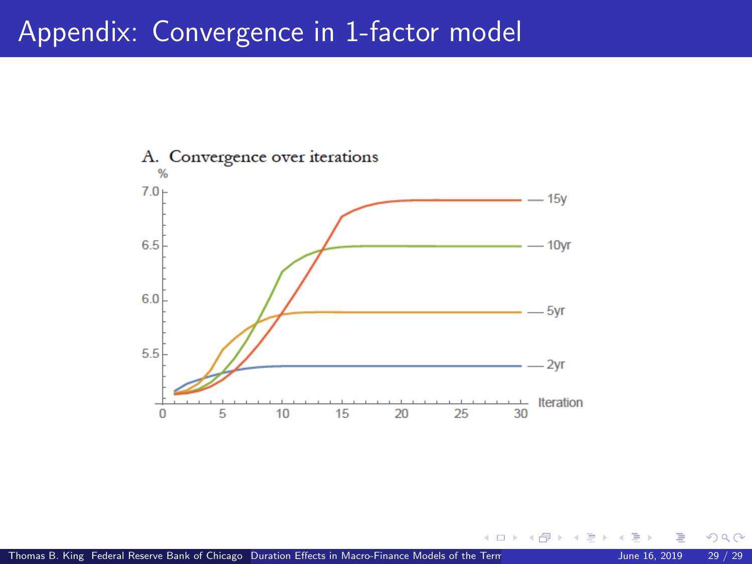# Appendix: Convergence in 1-factor model

A. Convergence over iterations

%

7.0

6.5

6.0

5.5

0 5 10 15 20 25 30

Iteration

15y

10yr

5yr

2yr